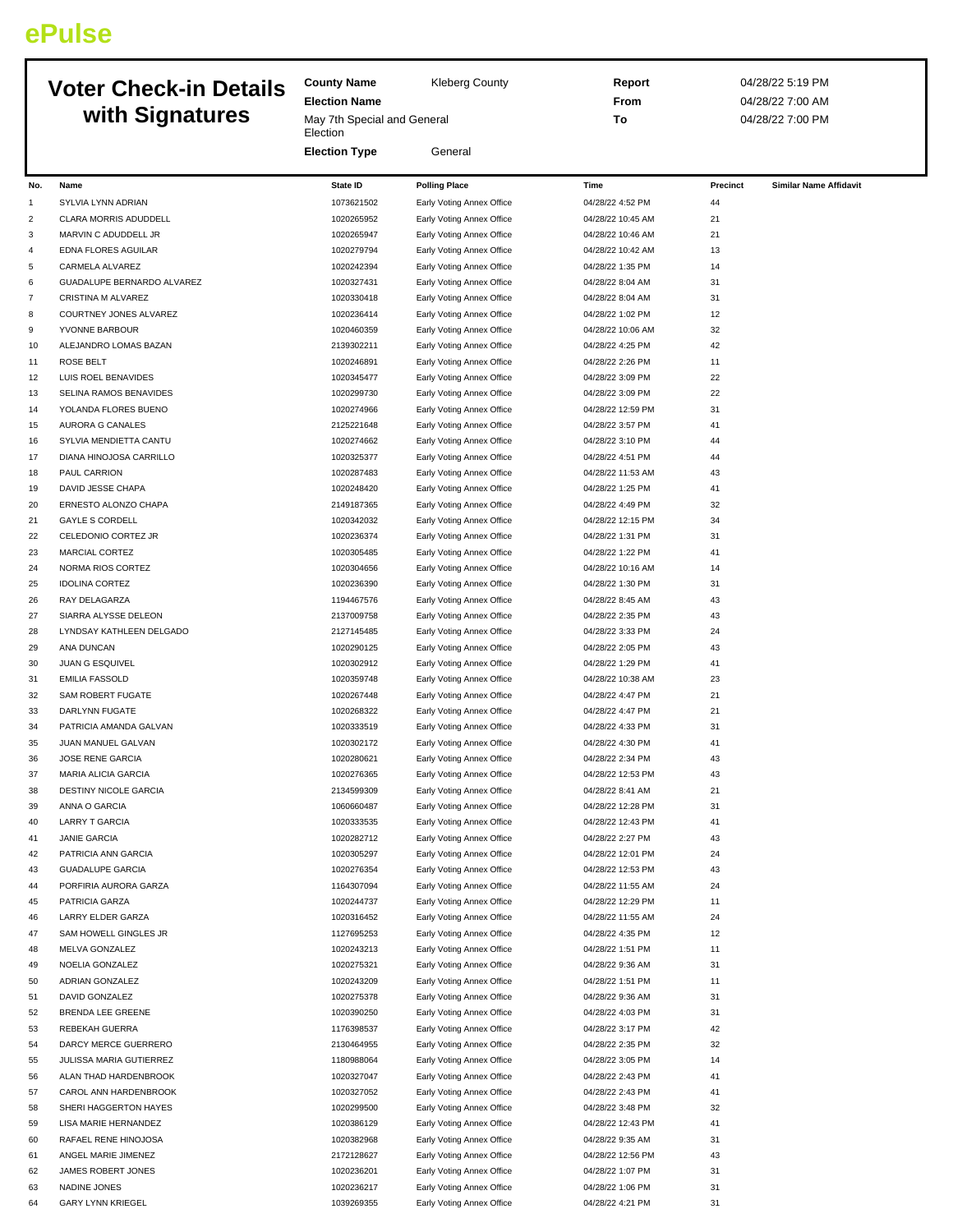# ePulse

## Voter Check-in Details with Signatures

**County Name** Kleberg County

**Election Name** May 7th Special and General Election

**Election Type** General

**Report** 04/28/22 5:19 PM

**From** 04/28/22 7:00 AM

**To** 04/28/22 7:00 PM

| No. | Name | State ID | Polling Place | Time | Precinct | Similar Name Affidavit |
|---|---|---|---|---|---|---|
| 1 | SYLVIA LYNN ADRIAN | 1073621502 | Early Voting Annex Office | 04/28/22 4:52 PM | 44 | |
| 2 | CLARA MORRIS ADUDDELL | 1020265952 | Early Voting Annex Office | 04/28/22 10:45 AM | 21 | |
| 3 | MARVIN C ADUDDELL JR | 1020265947 | Early Voting Annex Office | 04/28/22 10:46 AM | 21 | |
| 4 | EDNA FLORES AGUILAR | 1020279794 | Early Voting Annex Office | 04/28/22 10:42 AM | 13 | |
| 5 | CARMELA ALVAREZ | 1020242394 | Early Voting Annex Office | 04/28/22 1:35 PM | 14 | |
| 6 | GUADALUPE BERNARDO ALVAREZ | 1020327431 | Early Voting Annex Office | 04/28/22 8:04 AM | 31 | |
| 7 | CRISTINA M ALVAREZ | 1020330418 | Early Voting Annex Office | 04/28/22 8:04 AM | 31 | |
| 8 | COURTNEY JONES ALVAREZ | 1020236414 | Early Voting Annex Office | 04/28/22 1:02 PM | 12 | |
| 9 | YVONNE BARBOUR | 1020460359 | Early Voting Annex Office | 04/28/22 10:06 AM | 32 | |
| 10 | ALEJANDRO LOMAS BAZAN | 2139302211 | Early Voting Annex Office | 04/28/22 4:25 PM | 42 | |
| 11 | ROSE BELT | 1020246891 | Early Voting Annex Office | 04/28/22 2:26 PM | 11 | |
| 12 | LUIS ROEL BENAVIDES | 1020345477 | Early Voting Annex Office | 04/28/22 3:09 PM | 22 | |
| 13 | SELINA RAMOS BENAVIDES | 1020299730 | Early Voting Annex Office | 04/28/22 3:09 PM | 22 | |
| 14 | YOLANDA FLORES BUENO | 1020274966 | Early Voting Annex Office | 04/28/22 12:59 PM | 31 | |
| 15 | AURORA G CANALES | 2125221648 | Early Voting Annex Office | 04/28/22 3:57 PM | 41 | |
| 16 | SYLVIA MENDIETTA CANTU | 1020274662 | Early Voting Annex Office | 04/28/22 3:10 PM | 44 | |
| 17 | DIANA HINOJOSA CARRILLO | 1020325377 | Early Voting Annex Office | 04/28/22 4:51 PM | 44 | |
| 18 | PAUL CARRION | 1020287483 | Early Voting Annex Office | 04/28/22 11:53 AM | 43 | |
| 19 | DAVID JESSE CHAPA | 1020248420 | Early Voting Annex Office | 04/28/22 1:25 PM | 41 | |
| 20 | ERNESTO ALONZO CHAPA | 2149187365 | Early Voting Annex Office | 04/28/22 4:49 PM | 32 | |
| 21 | GAYLE S CORDELL | 1020342032 | Early Voting Annex Office | 04/28/22 12:15 PM | 34 | |
| 22 | CELEDONIO CORTEZ JR | 1020236374 | Early Voting Annex Office | 04/28/22 1:31 PM | 31 | |
| 23 | MARCIAL CORTEZ | 1020305485 | Early Voting Annex Office | 04/28/22 1:22 PM | 41 | |
| 24 | NORMA RIOS CORTEZ | 1020304656 | Early Voting Annex Office | 04/28/22 10:16 AM | 14 | |
| 25 | IDOLINA CORTEZ | 1020236390 | Early Voting Annex Office | 04/28/22 1:30 PM | 31 | |
| 26 | RAY DELAGARZA | 1194467576 | Early Voting Annex Office | 04/28/22 8:45 AM | 43 | |
| 27 | SIARRA ALYSSE DELEON | 2137009758 | Early Voting Annex Office | 04/28/22 2:35 PM | 43 | |
| 28 | LYNDSAY KATHLEEN DELGADO | 2127145485 | Early Voting Annex Office | 04/28/22 3:33 PM | 24 | |
| 29 | ANA DUNCAN | 1020290125 | Early Voting Annex Office | 04/28/22 2:05 PM | 43 | |
| 30 | JUAN G ESQUIVEL | 1020302912 | Early Voting Annex Office | 04/28/22 1:29 PM | 41 | |
| 31 | EMILIA FASSOLD | 1020359748 | Early Voting Annex Office | 04/28/22 10:38 AM | 23 | |
| 32 | SAM ROBERT FUGATE | 1020267448 | Early Voting Annex Office | 04/28/22 4:47 PM | 21 | |
| 33 | DARLYNN FUGATE | 1020268322 | Early Voting Annex Office | 04/28/22 4:47 PM | 21 | |
| 34 | PATRICIA AMANDA GALVAN | 1020333519 | Early Voting Annex Office | 04/28/22 4:33 PM | 31 | |
| 35 | JUAN MANUEL GALVAN | 1020302172 | Early Voting Annex Office | 04/28/22 4:30 PM | 41 | |
| 36 | JOSE RENE GARCIA | 1020280621 | Early Voting Annex Office | 04/28/22 2:34 PM | 43 | |
| 37 | MARIA ALICIA GARCIA | 1020276365 | Early Voting Annex Office | 04/28/22 12:53 PM | 43 | |
| 38 | DESTINY NICOLE GARCIA | 2134599309 | Early Voting Annex Office | 04/28/22 8:41 AM | 21 | |
| 39 | ANNA O GARCIA | 1060660487 | Early Voting Annex Office | 04/28/22 12:28 PM | 31 | |
| 40 | LARRY T GARCIA | 1020333535 | Early Voting Annex Office | 04/28/22 12:43 PM | 41 | |
| 41 | JANIE GARCIA | 1020282712 | Early Voting Annex Office | 04/28/22 2:27 PM | 43 | |
| 42 | PATRICIA ANN GARCIA | 1020305297 | Early Voting Annex Office | 04/28/22 12:01 PM | 24 | |
| 43 | GUADALUPE GARCIA | 1020276354 | Early Voting Annex Office | 04/28/22 12:53 PM | 43 | |
| 44 | PORFIRIA AURORA GARZA | 1164307094 | Early Voting Annex Office | 04/28/22 11:55 AM | 24 | |
| 45 | PATRICIA GARZA | 1020244737 | Early Voting Annex Office | 04/28/22 12:29 PM | 11 | |
| 46 | LARRY ELDER GARZA | 1020316452 | Early Voting Annex Office | 04/28/22 11:55 AM | 24 | |
| 47 | SAM HOWELL GINGLES JR | 1127695253 | Early Voting Annex Office | 04/28/22 4:35 PM | 12 | |
| 48 | MELVA GONZALEZ | 1020243213 | Early Voting Annex Office | 04/28/22 1:51 PM | 11 | |
| 49 | NOELIA GONZALEZ | 1020275321 | Early Voting Annex Office | 04/28/22 9:36 AM | 31 | |
| 50 | ADRIAN GONZALEZ | 1020243209 | Early Voting Annex Office | 04/28/22 1:51 PM | 11 | |
| 51 | DAVID GONZALEZ | 1020275378 | Early Voting Annex Office | 04/28/22 9:36 AM | 31 | |
| 52 | BRENDA LEE GREENE | 1020390250 | Early Voting Annex Office | 04/28/22 4:03 PM | 31 | |
| 53 | REBEKAH GUERRA | 1176398537 | Early Voting Annex Office | 04/28/22 3:17 PM | 42 | |
| 54 | DARCY MERCE GUERRERO | 2130464955 | Early Voting Annex Office | 04/28/22 2:35 PM | 32 | |
| 55 | JULISSA MARIA GUTIERREZ | 1180988064 | Early Voting Annex Office | 04/28/22 3:05 PM | 14 | |
| 56 | ALAN THAD HARDENBROOK | 1020327047 | Early Voting Annex Office | 04/28/22 2:43 PM | 41 | |
| 57 | CAROL ANN HARDENBROOK | 1020327052 | Early Voting Annex Office | 04/28/22 2:43 PM | 41 | |
| 58 | SHERI HAGGERTON HAYES | 1020299500 | Early Voting Annex Office | 04/28/22 3:48 PM | 32 | |
| 59 | LISA MARIE HERNANDEZ | 1020386129 | Early Voting Annex Office | 04/28/22 12:43 PM | 41 | |
| 60 | RAFAEL RENE HINOJOSA | 1020382968 | Early Voting Annex Office | 04/28/22 9:35 AM | 31 | |
| 61 | ANGEL MARIE JIMENEZ | 2172128627 | Early Voting Annex Office | 04/28/22 12:56 PM | 43 | |
| 62 | JAMES ROBERT JONES | 1020236201 | Early Voting Annex Office | 04/28/22 1:07 PM | 31 | |
| 63 | NADINE JONES | 1020236217 | Early Voting Annex Office | 04/28/22 1:06 PM | 31 | |
| 64 | GARY LYNN KRIEGEL | 1039269355 | Early Voting Annex Office | 04/28/22 4:21 PM | 31 | |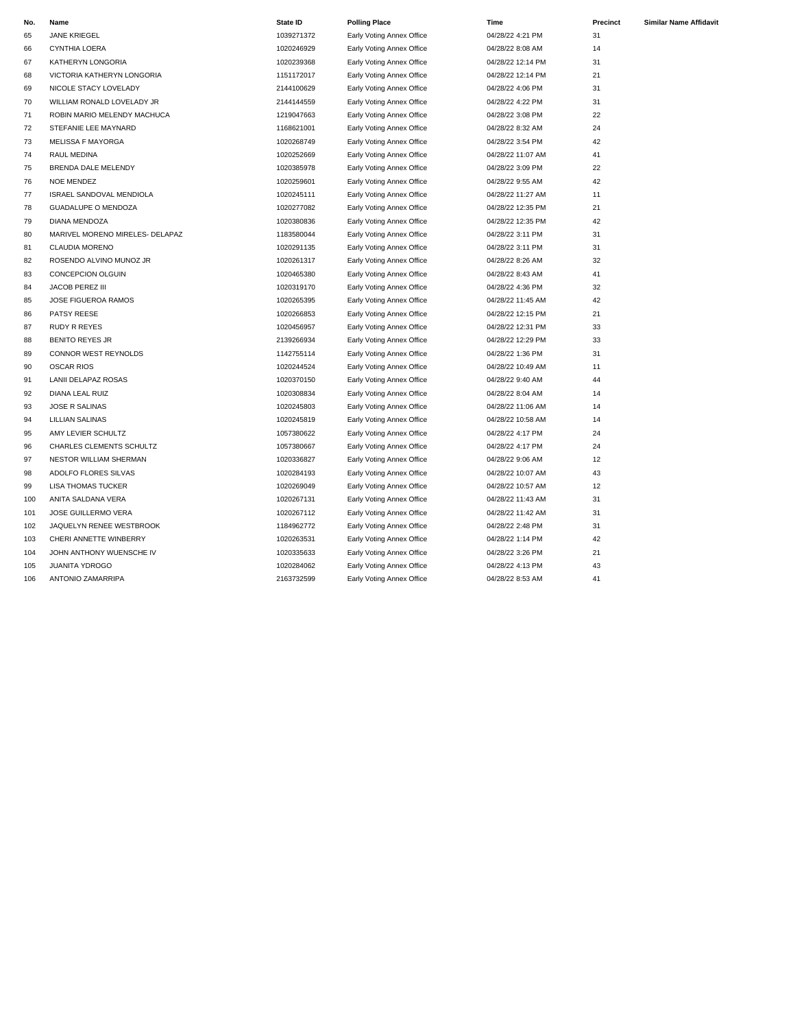| No. | Name | State ID | Polling Place | Time | Precinct | Similar Name Affidavit |
|---|---|---|---|---|---|---|
| 65 | JANE KRIEGEL | 1039271372 | Early Voting Annex Office | 04/28/22 4:21 PM | 31 | |
| 66 | CYNTHIA LOERA | 1020246929 | Early Voting Annex Office | 04/28/22 8:08 AM | 14 | |
| 67 | KATHERYN LONGORIA | 1020239368 | Early Voting Annex Office | 04/28/22 12:14 PM | 31 | |
| 68 | VICTORIA KATHERYN LONGORIA | 1151172017 | Early Voting Annex Office | 04/28/22 12:14 PM | 21 | |
| 69 | NICOLE STACY LOVELADY | 2144100629 | Early Voting Annex Office | 04/28/22 4:06 PM | 31 | |
| 70 | WILLIAM RONALD LOVELADY JR | 2144144559 | Early Voting Annex Office | 04/28/22 4:22 PM | 31 | |
| 71 | ROBIN MARIO MELENDY MACHUCA | 1219047663 | Early Voting Annex Office | 04/28/22 3:08 PM | 22 | |
| 72 | STEFANIE LEE MAYNARD | 1168621001 | Early Voting Annex Office | 04/28/22 8:32 AM | 24 | |
| 73 | MELISSA F MAYORGA | 1020268749 | Early Voting Annex Office | 04/28/22 3:54 PM | 42 | |
| 74 | RAUL MEDINA | 1020252669 | Early Voting Annex Office | 04/28/22 11:07 AM | 41 | |
| 75 | BRENDA DALE MELENDY | 1020385978 | Early Voting Annex Office | 04/28/22 3:09 PM | 22 | |
| 76 | NOE MENDEZ | 1020259601 | Early Voting Annex Office | 04/28/22 9:55 AM | 42 | |
| 77 | ISRAEL SANDOVAL MENDIOLA | 1020245111 | Early Voting Annex Office | 04/28/22 11:27 AM | 11 | |
| 78 | GUADALUPE O MENDOZA | 1020277082 | Early Voting Annex Office | 04/28/22 12:35 PM | 21 | |
| 79 | DIANA MENDOZA | 1020380836 | Early Voting Annex Office | 04/28/22 12:35 PM | 42 | |
| 80 | MARIVEL MORENO MIRELES- DELAPAZ | 1183580044 | Early Voting Annex Office | 04/28/22 3:11 PM | 31 | |
| 81 | CLAUDIA MORENO | 1020291135 | Early Voting Annex Office | 04/28/22 3:11 PM | 31 | |
| 82 | ROSENDO ALVINO MUNOZ JR | 1020261317 | Early Voting Annex Office | 04/28/22 8:26 AM | 32 | |
| 83 | CONCEPCION OLGUIN | 1020465380 | Early Voting Annex Office | 04/28/22 8:43 AM | 41 | |
| 84 | JACOB PEREZ III | 1020319170 | Early Voting Annex Office | 04/28/22 4:36 PM | 32 | |
| 85 | JOSE FIGUEROA RAMOS | 1020265395 | Early Voting Annex Office | 04/28/22 11:45 AM | 42 | |
| 86 | PATSY REESE | 1020266853 | Early Voting Annex Office | 04/28/22 12:15 PM | 21 | |
| 87 | RUDY R REYES | 1020456957 | Early Voting Annex Office | 04/28/22 12:31 PM | 33 | |
| 88 | BENITO REYES JR | 2139266934 | Early Voting Annex Office | 04/28/22 12:29 PM | 33 | |
| 89 | CONNOR WEST REYNOLDS | 1142755114 | Early Voting Annex Office | 04/28/22 1:36 PM | 31 | |
| 90 | OSCAR RIOS | 1020244524 | Early Voting Annex Office | 04/28/22 10:49 AM | 11 | |
| 91 | LANII DELAPAZ ROSAS | 1020370150 | Early Voting Annex Office | 04/28/22 9:40 AM | 44 | |
| 92 | DIANA LEAL RUIZ | 1020308834 | Early Voting Annex Office | 04/28/22 8:04 AM | 14 | |
| 93 | JOSE R SALINAS | 1020245803 | Early Voting Annex Office | 04/28/22 11:06 AM | 14 | |
| 94 | LILLIAN SALINAS | 1020245819 | Early Voting Annex Office | 04/28/22 10:58 AM | 14 | |
| 95 | AMY LEVIER SCHULTZ | 1057380622 | Early Voting Annex Office | 04/28/22 4:17 PM | 24 | |
| 96 | CHARLES CLEMENTS SCHULTZ | 1057380667 | Early Voting Annex Office | 04/28/22 4:17 PM | 24 | |
| 97 | NESTOR WILLIAM SHERMAN | 1020336827 | Early Voting Annex Office | 04/28/22 9:06 AM | 12 | |
| 98 | ADOLFO FLORES SILVAS | 1020284193 | Early Voting Annex Office | 04/28/22 10:07 AM | 43 | |
| 99 | LISA THOMAS TUCKER | 1020269049 | Early Voting Annex Office | 04/28/22 10:57 AM | 12 | |
| 100 | ANITA SALDANA VERA | 1020267131 | Early Voting Annex Office | 04/28/22 11:43 AM | 31 | |
| 101 | JOSE GUILLERMO VERA | 1020267112 | Early Voting Annex Office | 04/28/22 11:42 AM | 31 | |
| 102 | JAQUELYN RENEE WESTBROOK | 1184962772 | Early Voting Annex Office | 04/28/22 2:48 PM | 31 | |
| 103 | CHERI ANNETTE WINBERRY | 1020263531 | Early Voting Annex Office | 04/28/22 1:14 PM | 42 | |
| 104 | JOHN ANTHONY WUENSCHE IV | 1020335633 | Early Voting Annex Office | 04/28/22 3:26 PM | 21 | |
| 105 | JUANITA YDROGO | 1020284062 | Early Voting Annex Office | 04/28/22 4:13 PM | 43 | |
| 106 | ANTONIO ZAMARRIPA | 2163732599 | Early Voting Annex Office | 04/28/22 8:53 AM | 41 | |